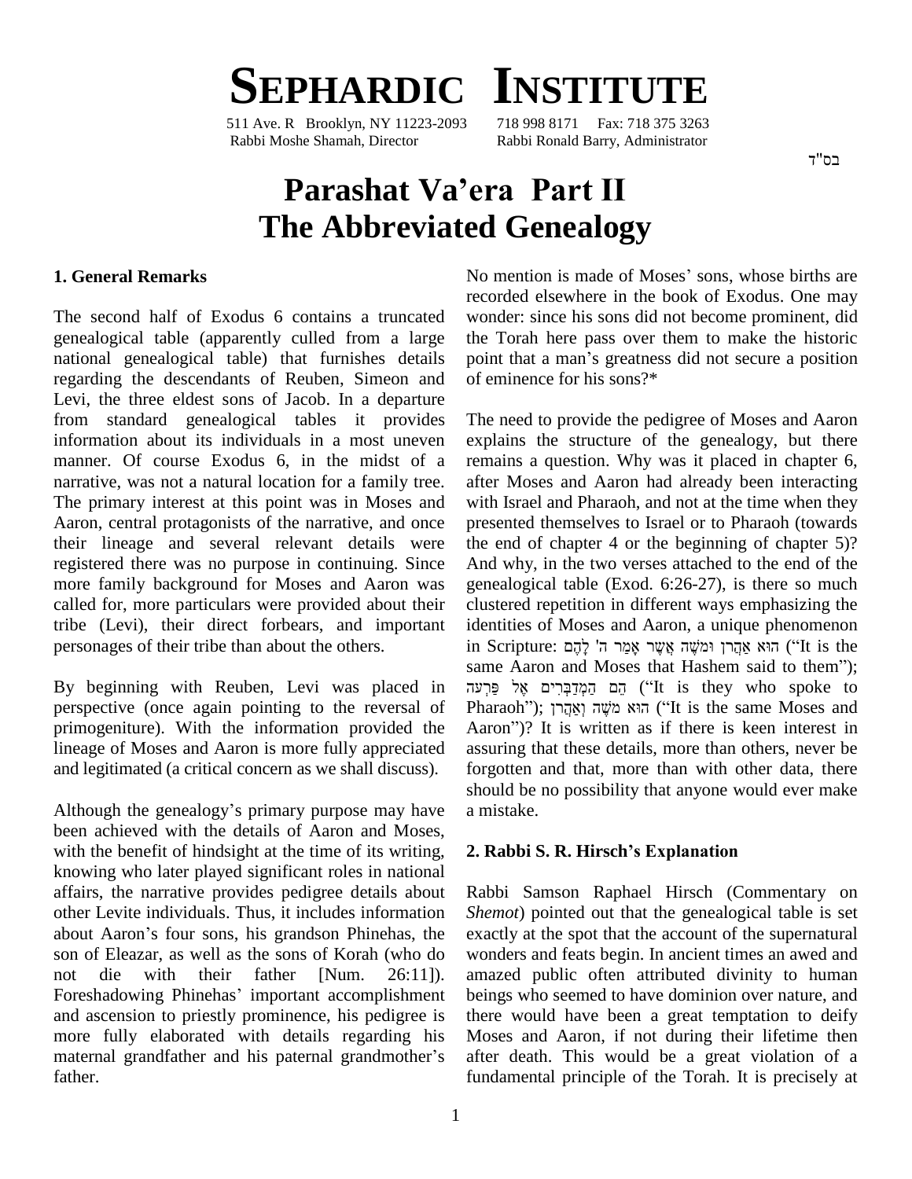# SEPHARDIC INSTITUTE

511 Ave. R Brooklyn, NY 11223-2093 718 998 8171 Fax: 718 375 3263
Rabbi Moshe Shamah, Director Rabbi Ronald Barry, Administrator

בס"ד

# Parashat Va'era Part II
# The Abbreviated Genealogy

## 1. General Remarks

The second half of Exodus 6 contains a truncated genealogical table (apparently culled from a large national genealogical table) that furnishes details regarding the descendants of Reuben, Simeon and Levi, the three eldest sons of Jacob. In a departure from standard genealogical tables it provides information about its individuals in a most uneven manner. Of course Exodus 6, in the midst of a narrative, was not a natural location for a family tree. The primary interest at this point was in Moses and Aaron, central protagonists of the narrative, and once their lineage and several relevant details were registered there was no purpose in continuing. Since more family background for Moses and Aaron was called for, more particulars were provided about their tribe (Levi), their direct forbears, and important personages of their tribe than about the others.

By beginning with Reuben, Levi was placed in perspective (once again pointing to the reversal of primogeniture). With the information provided the lineage of Moses and Aaron is more fully appreciated and legitimated (a critical concern as we shall discuss).

Although the genealogy's primary purpose may have been achieved with the details of Aaron and Moses, with the benefit of hindsight at the time of its writing, knowing who later played significant roles in national affairs, the narrative provides pedigree details about other Levite individuals. Thus, it includes information about Aaron's four sons, his grandson Phinehas, the son of Eleazar, as well as the sons of Korah (who do not die with their father [Num. 26:11]). Foreshadowing Phinehas' important accomplishment and ascension to priestly prominence, his pedigree is more fully elaborated with details regarding his maternal grandfather and his paternal grandmother's father.

No mention is made of Moses' sons, whose births are recorded elsewhere in the book of Exodus. One may wonder: since his sons did not become prominent, did the Torah here pass over them to make the historic point that a man's greatness did not secure a position of eminence for his sons?*

The need to provide the pedigree of Moses and Aaron explains the structure of the genealogy, but there remains a question. Why was it placed in chapter 6, after Moses and Aaron had already been interacting with Israel and Pharaoh, and not at the time when they presented themselves to Israel or to Pharaoh (towards the end of chapter 4 or the beginning of chapter 5)? And why, in the two verses attached to the end of the genealogical table (Exod. 6:26-27), is there so much clustered repetition in different ways emphasizing the identities of Moses and Aaron, a unique phenomenon in Scripture: הוּא אַהֲרֹן וּמֹשֶׁה אֲשֶׁר אָמַר ה' לָהֶם ("It is the same Aaron and Moses that Hashem said to them"); הֵם הַמְדַבְּרִים אֶל פַּרְעֹה ("It is they who spoke to Pharaoh"); הוּא מֹשֶׁה וְאַהֲרֹן ("It is the same Moses and Aaron")? It is written as if there is keen interest in assuring that these details, more than others, never be forgotten and that, more than with other data, there should be no possibility that anyone would ever make a mistake.

## 2. Rabbi S. R. Hirsch's Explanation

Rabbi Samson Raphael Hirsch (Commentary on *Shemot*) pointed out that the genealogical table is set exactly at the spot that the account of the supernatural wonders and feats begin. In ancient times an awed and amazed public often attributed divinity to human beings who seemed to have dominion over nature, and there would have been a great temptation to deify Moses and Aaron, if not during their lifetime then after death. This would be a great violation of a fundamental principle of the Torah. It is precisely at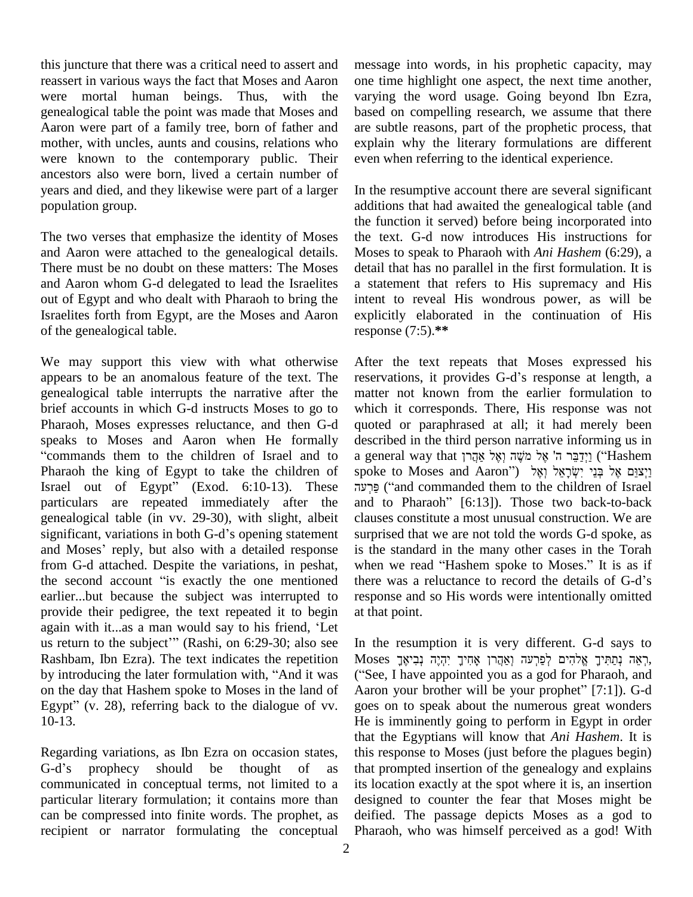this juncture that there was a critical need to assert and reassert in various ways the fact that Moses and Aaron were mortal human beings. Thus, with the genealogical table the point was made that Moses and Aaron were part of a family tree, born of father and mother, with uncles, aunts and cousins, relations who were known to the contemporary public. Their ancestors also were born, lived a certain number of years and died, and they likewise were part of a larger population group.

The two verses that emphasize the identity of Moses and Aaron were attached to the genealogical details. There must be no doubt on these matters: The Moses and Aaron whom G-d delegated to lead the Israelites out of Egypt and who dealt with Pharaoh to bring the Israelites forth from Egypt, are the Moses and Aaron of the genealogical table.

We may support this view with what otherwise appears to be an anomalous feature of the text. The genealogical table interrupts the narrative after the brief accounts in which G-d instructs Moses to go to Pharaoh, Moses expresses reluctance, and then G-d speaks to Moses and Aaron when He formally "commands them to the children of Israel and to Pharaoh the king of Egypt to take the children of Israel out of Egypt" (Exod. 6:10-13). These particulars are repeated immediately after the genealogical table (in vv. 29-30), with slight, albeit significant, variations in both G-d's opening statement and Moses' reply, but also with a detailed response from G-d attached. Despite the variations, in peshat, the second account "is exactly the one mentioned earlier...but because the subject was interrupted to provide their pedigree, the text repeated it to begin again with it...as a man would say to his friend, 'Let us return to the subject'" (Rashi, on 6:29-30; also see Rashbam, Ibn Ezra). The text indicates the repetition by introducing the later formulation with, "And it was on the day that Hashem spoke to Moses in the land of Egypt" (v. 28), referring back to the dialogue of vv. 10-13.

Regarding variations, as Ibn Ezra on occasion states, G-d's prophecy should be thought of as communicated in conceptual terms, not limited to a particular literary formulation; it contains more than can be compressed into finite words. The prophet, as recipient or narrator formulating the conceptual message into words, in his prophetic capacity, may one time highlight one aspect, the next time another, varying the word usage. Going beyond Ibn Ezra, based on compelling research, we assume that there are subtle reasons, part of the prophetic process, that explain why the literary formulations are different even when referring to the identical experience.

In the resumptive account there are several significant additions that had awaited the genealogical table (and the function it served) before being incorporated into the text. G-d now introduces His instructions for Moses to speak to Pharaoh with *Ani Hashem* (6:29), a detail that has no parallel in the first formulation. It is a statement that refers to His supremacy and His intent to reveal His wondrous power, as will be explicitly elaborated in the continuation of His response (7:5).**

After the text repeats that Moses expressed his reservations, it provides G-d's response at length, a matter not known from the earlier formulation to which it corresponds. There, His response was not quoted or paraphrased at all; it had merely been described in the third person narrative informing us in a general way that וַיְדַבֵּר ה' אֶל מֹשֶׁה וְאֶל אַהֲרֹן ("Hashem spoke to Moses and Aaron") וַיְצַוֵּם אֶל בְּנֵי יִשְׂרָאֵל וְאֶל פַּרְעֹה ("and commanded them to the children of Israel and to Pharaoh" [6:13]). Those two back-to-back clauses constitute a most unusual construction. We are surprised that we are not told the words G-d spoke, as is the standard in the many other cases in the Torah when we read "Hashem spoke to Moses." It is as if there was a reluctance to record the details of G-d's response and so His words were intentionally omitted at that point.

In the resumption it is very different. G-d says to Moses רְאֵה נְתַתִּיךָ אֱלֹהִים לְפַרְעֹה וְאַהֲרֹן אָחִיךָ יִהְיֶה נְבִיאֶךָ, ("See, I have appointed you as a god for Pharaoh, and Aaron your brother will be your prophet" [7:1]). G-d goes on to speak about the numerous great wonders He is imminently going to perform in Egypt in order that the Egyptians will know that *Ani Hashem*. It is this response to Moses (just before the plagues begin) that prompted insertion of the genealogy and explains its location exactly at the spot where it is, an insertion designed to counter the fear that Moses might be deified. The passage depicts Moses as a god to Pharaoh, who was himself perceived as a god! With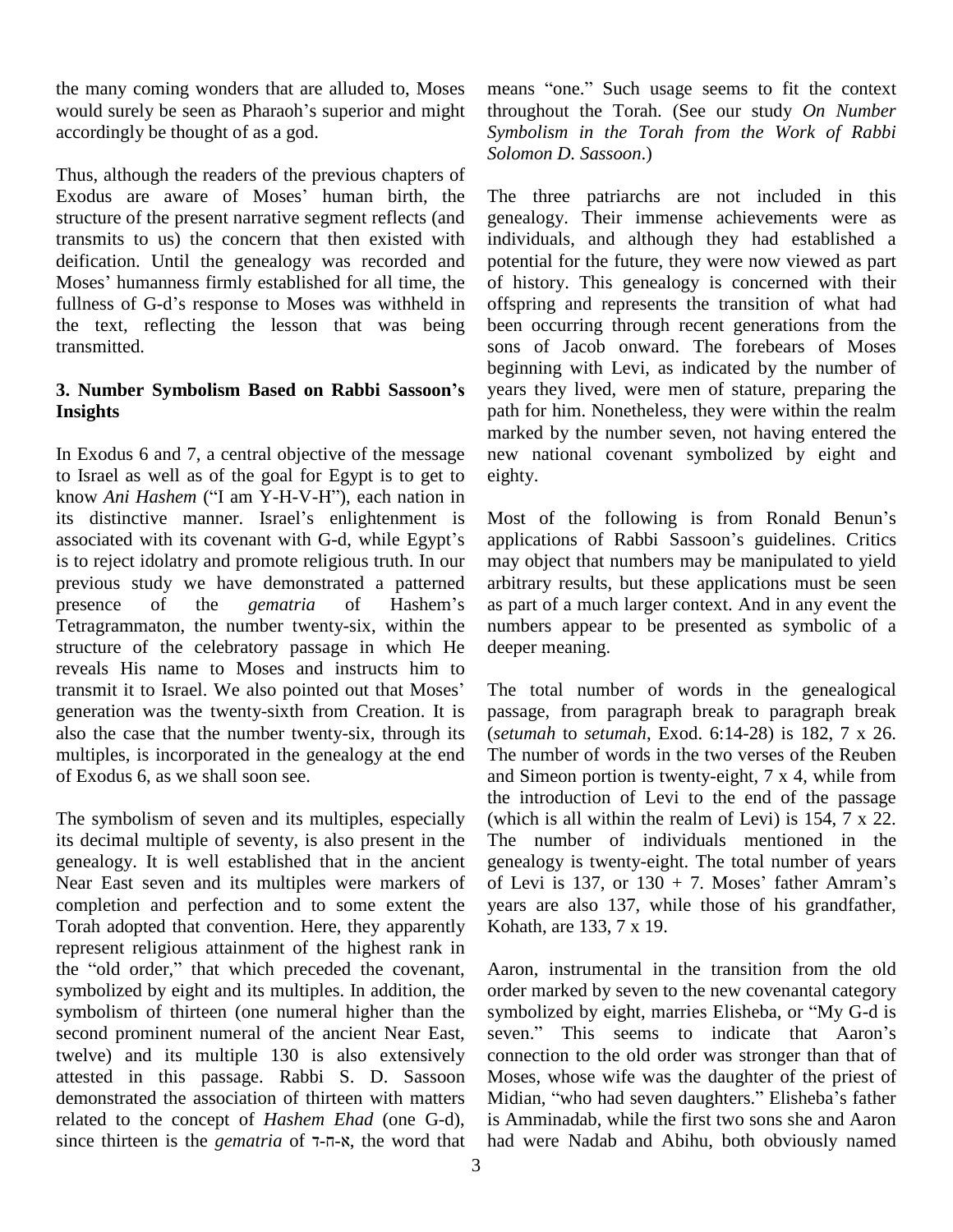the many coming wonders that are alluded to, Moses would surely be seen as Pharaoh's superior and might accordingly be thought of as a god.

Thus, although the readers of the previous chapters of Exodus are aware of Moses' human birth, the structure of the present narrative segment reflects (and transmits to us) the concern that then existed with deification. Until the genealogy was recorded and Moses' humanness firmly established for all time, the fullness of G-d's response to Moses was withheld in the text, reflecting the lesson that was being transmitted.

## 3. Number Symbolism Based on Rabbi Sassoon's Insights

In Exodus 6 and 7, a central objective of the message to Israel as well as of the goal for Egypt is to get to know *Ani Hashem* ("I am Y-H-V-H"), each nation in its distinctive manner. Israel's enlightenment is associated with its covenant with G-d, while Egypt's is to reject idolatry and promote religious truth. In our previous study we have demonstrated a patterned presence of the *gematria* of Hashem's Tetragrammaton, the number twenty-six, within the structure of the celebratory passage in which He reveals His name to Moses and instructs him to transmit it to Israel. We also pointed out that Moses' generation was the twenty-sixth from Creation. It is also the case that the number twenty-six, through its multiples, is incorporated in the genealogy at the end of Exodus 6, as we shall soon see.

The symbolism of seven and its multiples, especially its decimal multiple of seventy, is also present in the genealogy. It is well established that in the ancient Near East seven and its multiples were markers of completion and perfection and to some extent the Torah adopted that convention. Here, they apparently represent religious attainment of the highest rank in the "old order," that which preceded the covenant, symbolized by eight and its multiples. In addition, the symbolism of thirteen (one numeral higher than the second prominent numeral of the ancient Near East, twelve) and its multiple 130 is also extensively attested in this passage. Rabbi S. D. Sassoon demonstrated the association of thirteen with matters related to the concept of *Hashem Ehad* (one G-d), since thirteen is the *gematria* of א-ח-ד, the word that means "one." Such usage seems to fit the context throughout the Torah. (See our study *On Number Symbolism in the Torah from the Work of Rabbi Solomon D. Sassoon*.)

The three patriarchs are not included in this genealogy. Their immense achievements were as individuals, and although they had established a potential for the future, they were now viewed as part of history. This genealogy is concerned with their offspring and represents the transition of what had been occurring through recent generations from the sons of Jacob onward. The forebears of Moses beginning with Levi, as indicated by the number of years they lived, were men of stature, preparing the path for him. Nonetheless, they were within the realm marked by the number seven, not having entered the new national covenant symbolized by eight and eighty.

Most of the following is from Ronald Benun's applications of Rabbi Sassoon's guidelines. Critics may object that numbers may be manipulated to yield arbitrary results, but these applications must be seen as part of a much larger context. And in any event the numbers appear to be presented as symbolic of a deeper meaning.

The total number of words in the genealogical passage, from paragraph break to paragraph break (*setumah* to *setumah*, Exod. 6:14-28) is 182, 7 x 26. The number of words in the two verses of the Reuben and Simeon portion is twenty-eight, 7 x 4, while from the introduction of Levi to the end of the passage (which is all within the realm of Levi) is 154, 7 x 22. The number of individuals mentioned in the genealogy is twenty-eight. The total number of years of Levi is 137, or 130 + 7. Moses' father Amram's years are also 137, while those of his grandfather, Kohath, are 133, 7 x 19.

Aaron, instrumental in the transition from the old order marked by seven to the new covenantal category symbolized by eight, marries Elisheba, or "My G-d is seven." This seems to indicate that Aaron's connection to the old order was stronger than that of Moses, whose wife was the daughter of the priest of Midian, "who had seven daughters." Elisheba's father is Amminadab, while the first two sons she and Aaron had were Nadab and Abihu, both obviously named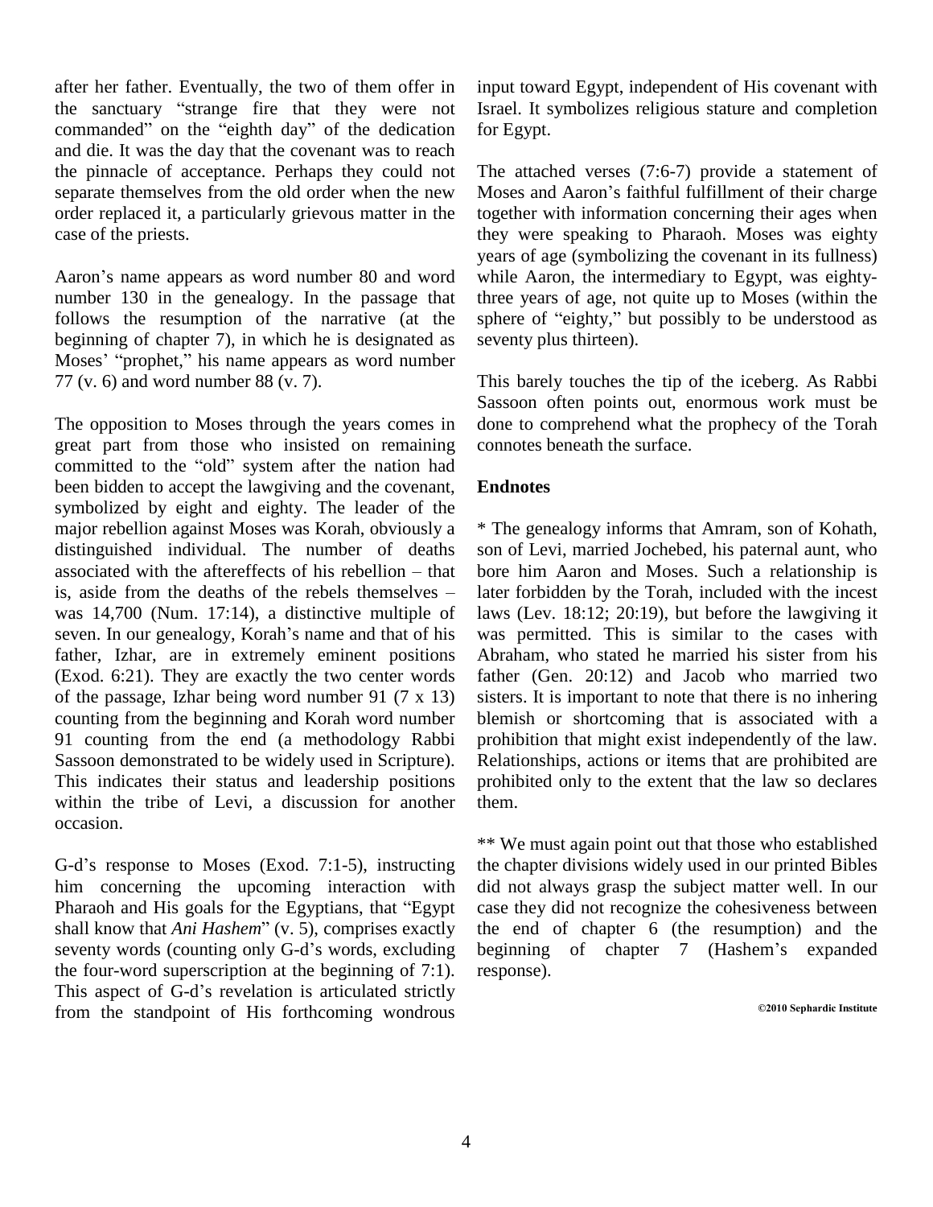after her father. Eventually, the two of them offer in the sanctuary "strange fire that they were not commanded" on the "eighth day" of the dedication and die. It was the day that the covenant was to reach the pinnacle of acceptance. Perhaps they could not separate themselves from the old order when the new order replaced it, a particularly grievous matter in the case of the priests.

Aaron's name appears as word number 80 and word number 130 in the genealogy. In the passage that follows the resumption of the narrative (at the beginning of chapter 7), in which he is designated as Moses' "prophet," his name appears as word number 77 (v. 6) and word number 88 (v. 7).

The opposition to Moses through the years comes in great part from those who insisted on remaining committed to the "old" system after the nation had been bidden to accept the lawgiving and the covenant, symbolized by eight and eighty. The leader of the major rebellion against Moses was Korah, obviously a distinguished individual. The number of deaths associated with the aftereffects of his rebellion – that is, aside from the deaths of the rebels themselves – was 14,700 (Num. 17:14), a distinctive multiple of seven. In our genealogy, Korah's name and that of his father, Izhar, are in extremely eminent positions (Exod. 6:21). They are exactly the two center words of the passage, Izhar being word number 91 (7 x 13) counting from the beginning and Korah word number 91 counting from the end (a methodology Rabbi Sassoon demonstrated to be widely used in Scripture). This indicates their status and leadership positions within the tribe of Levi, a discussion for another occasion.

G-d's response to Moses (Exod. 7:1-5), instructing him concerning the upcoming interaction with Pharaoh and His goals for the Egyptians, that "Egypt shall know that *Ani Hashem*" (v. 5), comprises exactly seventy words (counting only G-d's words, excluding the four-word superscription at the beginning of 7:1). This aspect of G-d's revelation is articulated strictly from the standpoint of His forthcoming wondrous input toward Egypt, independent of His covenant with Israel. It symbolizes religious stature and completion for Egypt.

The attached verses (7:6-7) provide a statement of Moses and Aaron's faithful fulfillment of their charge together with information concerning their ages when they were speaking to Pharaoh. Moses was eighty years of age (symbolizing the covenant in its fullness) while Aaron, the intermediary to Egypt, was eighty-three years of age, not quite up to Moses (within the sphere of "eighty," but possibly to be understood as seventy plus thirteen).

This barely touches the tip of the iceberg. As Rabbi Sassoon often points out, enormous work must be done to comprehend what the prophecy of the Torah connotes beneath the surface.

**Endnotes**

* The genealogy informs that Amram, son of Kohath, son of Levi, married Jochebed, his paternal aunt, who bore him Aaron and Moses. Such a relationship is later forbidden by the Torah, included with the incest laws (Lev. 18:12; 20:19), but before the lawgiving it was permitted. This is similar to the cases with Abraham, who stated he married his sister from his father (Gen. 20:12) and Jacob who married two sisters. It is important to note that there is no inhering blemish or shortcoming that is associated with a prohibition that might exist independently of the law. Relationships, actions or items that are prohibited are prohibited only to the extent that the law so declares them.

** We must again point out that those who established the chapter divisions widely used in our printed Bibles did not always grasp the subject matter well. In our case they did not recognize the cohesiveness between the end of chapter 6 (the resumption) and the beginning of chapter 7 (Hashem's expanded response).

©2010 Sephardic Institute